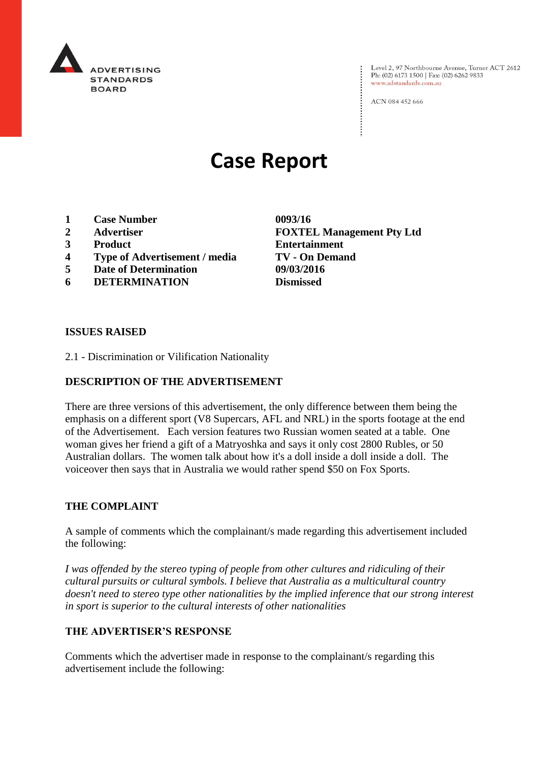ADVERTISING STANDARDS BOARD

Level 2, 97 Northbourne Avenue, Turner ACT 2612
Ph: (02) 6173 1500 | Fax: (02) 6262 9833
www.adstandards.com.au

ACN 084 452 666

# Case Report

| | | |
|---|---|---|
| **1** | **Case Number** | **0093/16** |
| **2** | **Advertiser** | **FOXTEL Management Pty Ltd** |
| **3** | **Product** | **Entertainment** |
| **4** | **Type of Advertisement / media** | **TV - On Demand** |
| **5** | **Date of Determination** | **09/03/2016** |
| **6** | **DETERMINATION** | **Dismissed** |

**ISSUES RAISED**

2.1 - Discrimination or Vilification Nationality

**DESCRIPTION OF THE ADVERTISEMENT**

There are three versions of this advertisement, the only difference between them being the emphasis on a different sport (V8 Supercars, AFL and NRL) in the sports footage at the end of the Advertisement. Each version features two Russian women seated at a table. One woman gives her friend a gift of a Matryoshka and says it only cost 2800 Rubles, or 50 Australian dollars. The women talk about how it's a doll inside a doll inside a doll. The voiceover then says that in Australia we would rather spend $50 on Fox Sports.

**THE COMPLAINT**

A sample of comments which the complainant/s made regarding this advertisement included the following:

*I was offended by the stereo typing of people from other cultures and ridiculing of their cultural pursuits or cultural symbols. I believe that Australia as a multicultural country doesn't need to stereo type other nationalities by the implied inference that our strong interest in sport is superior to the cultural interests of other nationalities*

**THE ADVERTISER'S RESPONSE**

Comments which the advertiser made in response to the complainant/s regarding this advertisement include the following: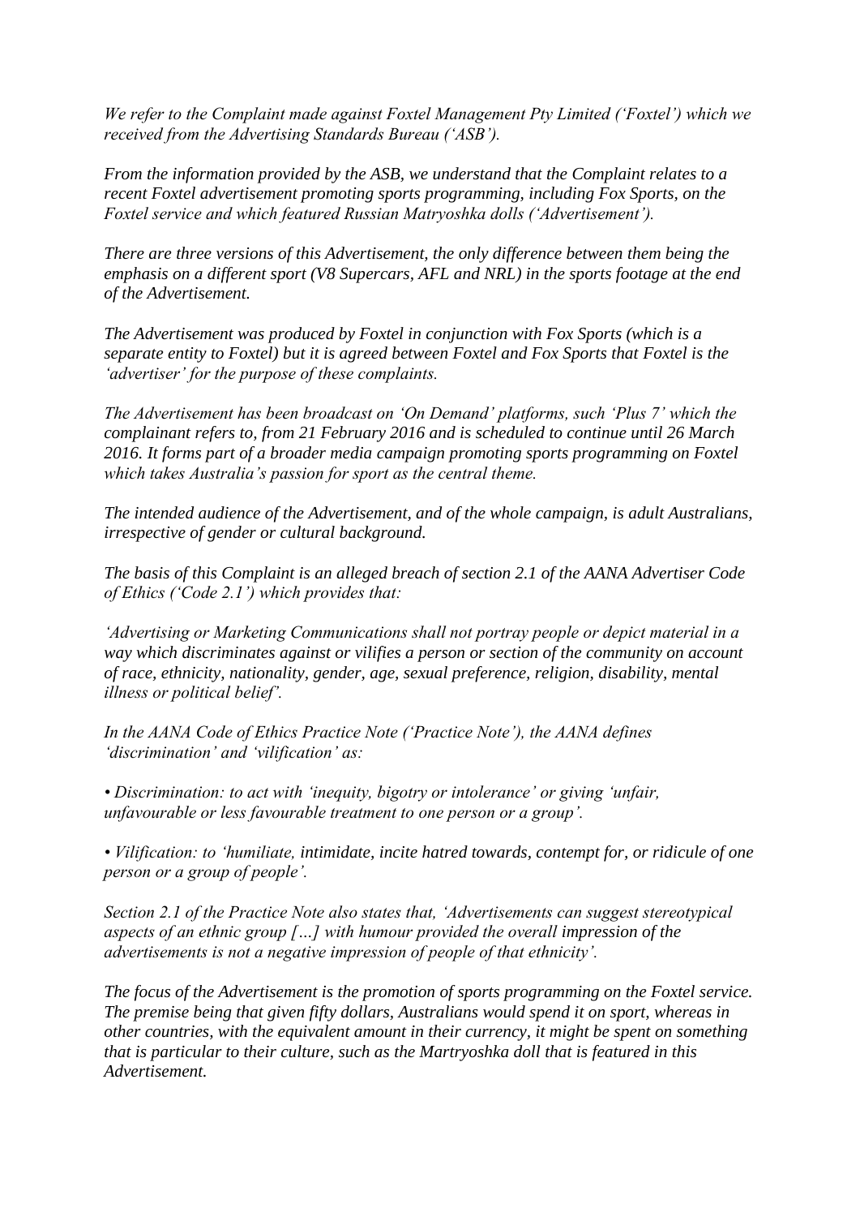*We refer to the Complaint made against Foxtel Management Pty Limited ('Foxtel') which we received from the Advertising Standards Bureau ('ASB').*

*From the information provided by the ASB, we understand that the Complaint relates to a recent Foxtel advertisement promoting sports programming, including Fox Sports, on the Foxtel service and which featured Russian Matryoshka dolls ('Advertisement').*

*There are three versions of this Advertisement, the only difference between them being the emphasis on a different sport (V8 Supercars, AFL and NRL) in the sports footage at the end of the Advertisement.*

*The Advertisement was produced by Foxtel in conjunction with Fox Sports (which is a separate entity to Foxtel) but it is agreed between Foxtel and Fox Sports that Foxtel is the 'advertiser' for the purpose of these complaints.*

*The Advertisement has been broadcast on 'On Demand' platforms, such 'Plus 7' which the complainant refers to, from 21 February 2016 and is scheduled to continue until 26 March 2016. It forms part of a broader media campaign promoting sports programming on Foxtel which takes Australia's passion for sport as the central theme.*

*The intended audience of the Advertisement, and of the whole campaign, is adult Australians, irrespective of gender or cultural background.*

*The basis of this Complaint is an alleged breach of section 2.1 of the AANA Advertiser Code of Ethics ('Code 2.1') which provides that:*

*'Advertising or Marketing Communications shall not portray people or depict material in a way which discriminates against or vilifies a person or section of the community on account of race, ethnicity, nationality, gender, age, sexual preference, religion, disability, mental illness or political belief'.*

*In the AANA Code of Ethics Practice Note ('Practice Note'), the AANA defines 'discrimination' and 'vilification' as:*

- *Discrimination: to act with 'inequity, bigotry or intolerance' or giving 'unfair, unfavourable or less favourable treatment to one person or a group'.*

- *Vilification: to 'humiliate, intimidate, incite hatred towards, contempt for, or ridicule of one person or a group of people'.*

*Section 2.1 of the Practice Note also states that, 'Advertisements can suggest stereotypical aspects of an ethnic group […] with humour provided the overall impression of the advertisements is not a negative impression of people of that ethnicity'.*

*The focus of the Advertisement is the promotion of sports programming on the Foxtel service. The premise being that given fifty dollars, Australians would spend it on sport, whereas in other countries, with the equivalent amount in their currency, it might be spent on something that is particular to their culture, such as the Martryoshka doll that is featured in this Advertisement.*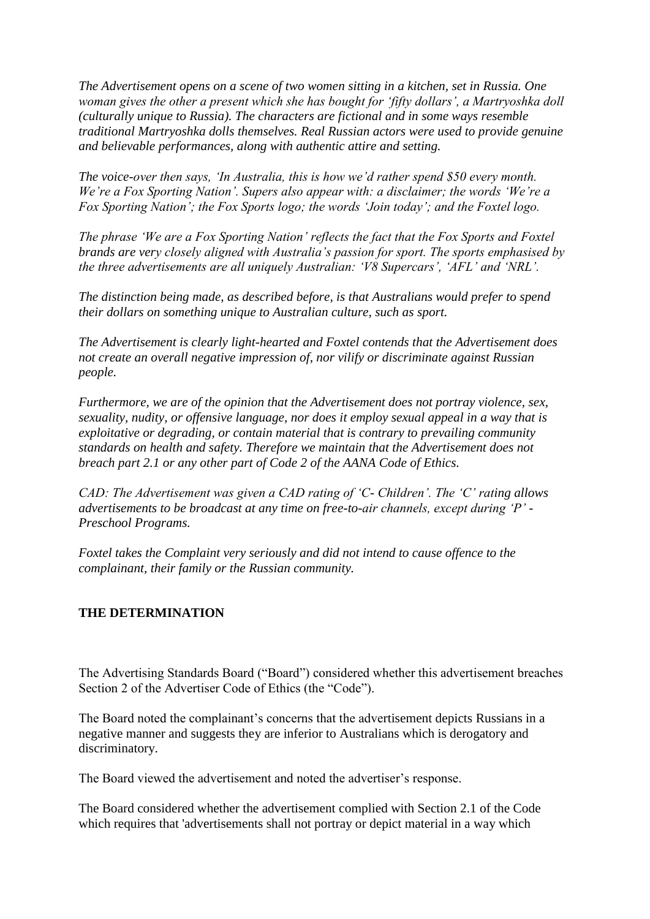*The Advertisement opens on a scene of two women sitting in a kitchen, set in Russia. One woman gives the other a present which she has bought for 'fifty dollars', a Martryoshka doll (culturally unique to Russia). The characters are fictional and in some ways resemble traditional Martryoshka dolls themselves. Real Russian actors were used to provide genuine and believable performances, along with authentic attire and setting.*

*The voice-over then says, 'In Australia, this is how we'd rather spend $50 every month. We're a Fox Sporting Nation'. Supers also appear with: a disclaimer; the words 'We're a Fox Sporting Nation'; the Fox Sports logo; the words 'Join today'; and the Foxtel logo.*

*The phrase 'We are a Fox Sporting Nation' reflects the fact that the Fox Sports and Foxtel brands are very closely aligned with Australia's passion for sport. The sports emphasised by the three advertisements are all uniquely Australian: 'V8 Supercars', 'AFL' and 'NRL'.*

*The distinction being made, as described before, is that Australians would prefer to spend their dollars on something unique to Australian culture, such as sport.*

*The Advertisement is clearly light-hearted and Foxtel contends that the Advertisement does not create an overall negative impression of, nor vilify or discriminate against Russian people.*

*Furthermore, we are of the opinion that the Advertisement does not portray violence, sex, sexuality, nudity, or offensive language, nor does it employ sexual appeal in a way that is exploitative or degrading, or contain material that is contrary to prevailing community standards on health and safety. Therefore we maintain that the Advertisement does not breach part 2.1 or any other part of Code 2 of the AANA Code of Ethics.*

*CAD: The Advertisement was given a CAD rating of 'C- Children'. The 'C' rating allows advertisements to be broadcast at any time on free-to-air channels, except during 'P' - Preschool Programs.*

*Foxtel takes the Complaint very seriously and did not intend to cause offence to the complainant, their family or the Russian community.*

## THE DETERMINATION

The Advertising Standards Board ("Board") considered whether this advertisement breaches Section 2 of the Advertiser Code of Ethics (the "Code").

The Board noted the complainant's concerns that the advertisement depicts Russians in a negative manner and suggests they are inferior to Australians which is derogatory and discriminatory.

The Board viewed the advertisement and noted the advertiser's response.

The Board considered whether the advertisement complied with Section 2.1 of the Code which requires that 'advertisements shall not portray or depict material in a way which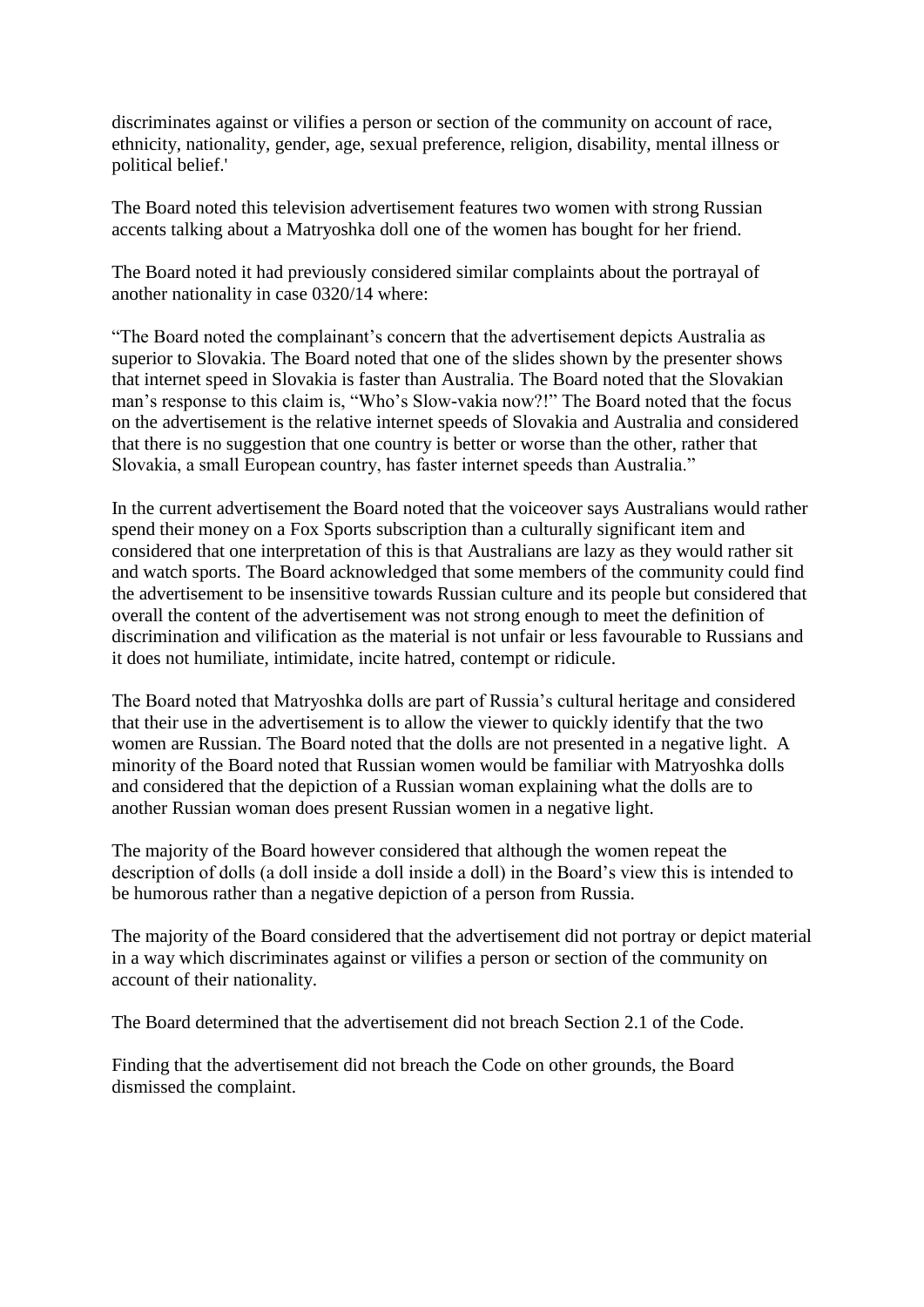discriminates against or vilifies a person or section of the community on account of race, ethnicity, nationality, gender, age, sexual preference, religion, disability, mental illness or political belief.'

The Board noted this television advertisement features two women with strong Russian accents talking about a Matryoshka doll one of the women has bought for her friend.

The Board noted it had previously considered similar complaints about the portrayal of another nationality in case 0320/14 where:

"The Board noted the complainant's concern that the advertisement depicts Australia as superior to Slovakia. The Board noted that one of the slides shown by the presenter shows that internet speed in Slovakia is faster than Australia. The Board noted that the Slovakian man's response to this claim is, "Who's Slow-vakia now?!" The Board noted that the focus on the advertisement is the relative internet speeds of Slovakia and Australia and considered that there is no suggestion that one country is better or worse than the other, rather that Slovakia, a small European country, has faster internet speeds than Australia."

In the current advertisement the Board noted that the voiceover says Australians would rather spend their money on a Fox Sports subscription than a culturally significant item and considered that one interpretation of this is that Australians are lazy as they would rather sit and watch sports. The Board acknowledged that some members of the community could find the advertisement to be insensitive towards Russian culture and its people but considered that overall the content of the advertisement was not strong enough to meet the definition of discrimination and vilification as the material is not unfair or less favourable to Russians and it does not humiliate, intimidate, incite hatred, contempt or ridicule.

The Board noted that Matryoshka dolls are part of Russia's cultural heritage and considered that their use in the advertisement is to allow the viewer to quickly identify that the two women are Russian. The Board noted that the dolls are not presented in a negative light. A minority of the Board noted that Russian women would be familiar with Matryoshka dolls and considered that the depiction of a Russian woman explaining what the dolls are to another Russian woman does present Russian women in a negative light.

The majority of the Board however considered that although the women repeat the description of dolls (a doll inside a doll inside a doll) in the Board's view this is intended to be humorous rather than a negative depiction of a person from Russia.

The majority of the Board considered that the advertisement did not portray or depict material in a way which discriminates against or vilifies a person or section of the community on account of their nationality.

The Board determined that the advertisement did not breach Section 2.1 of the Code.

Finding that the advertisement did not breach the Code on other grounds, the Board dismissed the complaint.